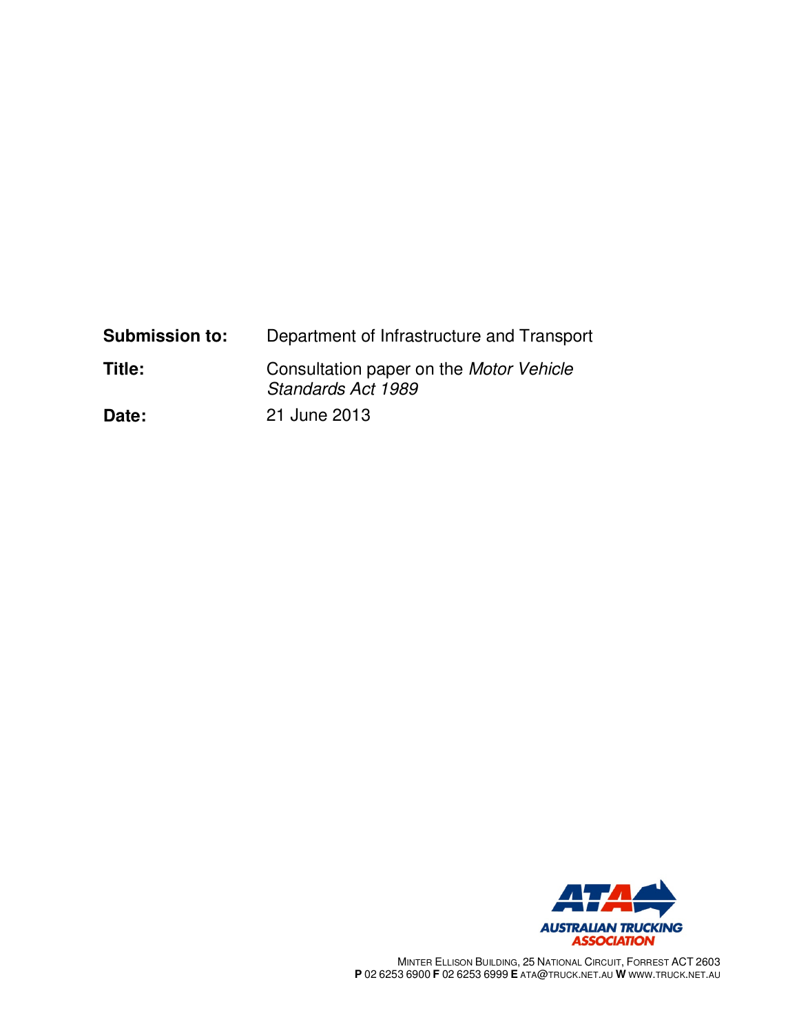**Submission to:** Department of Infrastructure and Transport

**Title:** Consultation paper on the *Motor Vehicle Standards Act 1989*

**Date:** 21 June 2013

AUSTRALIAN TRUCKING ASSOCIATION

MINTER ELLISON BUILDING, 25 NATIONAL CIRCUIT, FORREST ACT 2603
**P** 02 6253 6900 **F** 02 6253 6999 **E** ATA@TRUCK.NET.AU **W** WWW.TRUCK.NET.AU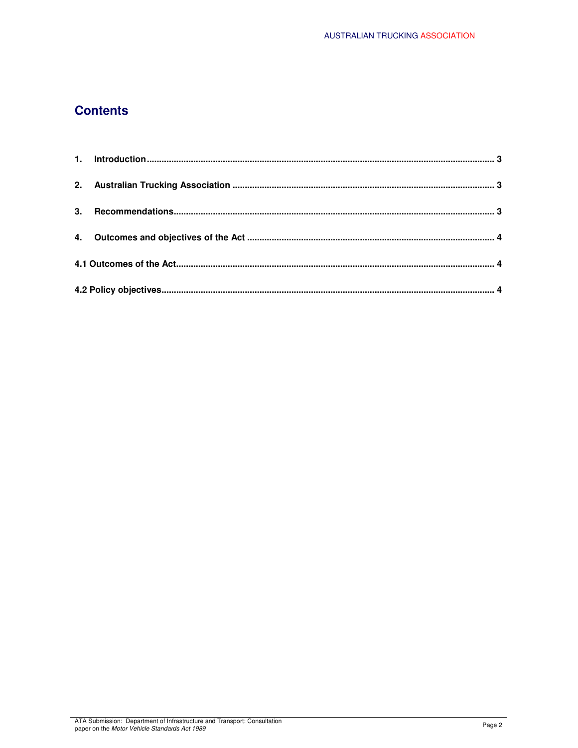## Contents

**1. Introduction** ........................................................................................................................................ **3**

**2. Australian Trucking Association** ...................................................................................................... **3**

**3. Recommendations** .............................................................................................................................. **3**

**4. Outcomes and objectives of the Act** ................................................................................................ **4**

**4.1 Outcomes of the Act** ............................................................................................................................ **4**

**4.2 Policy objectives** .................................................................................................................................. **4**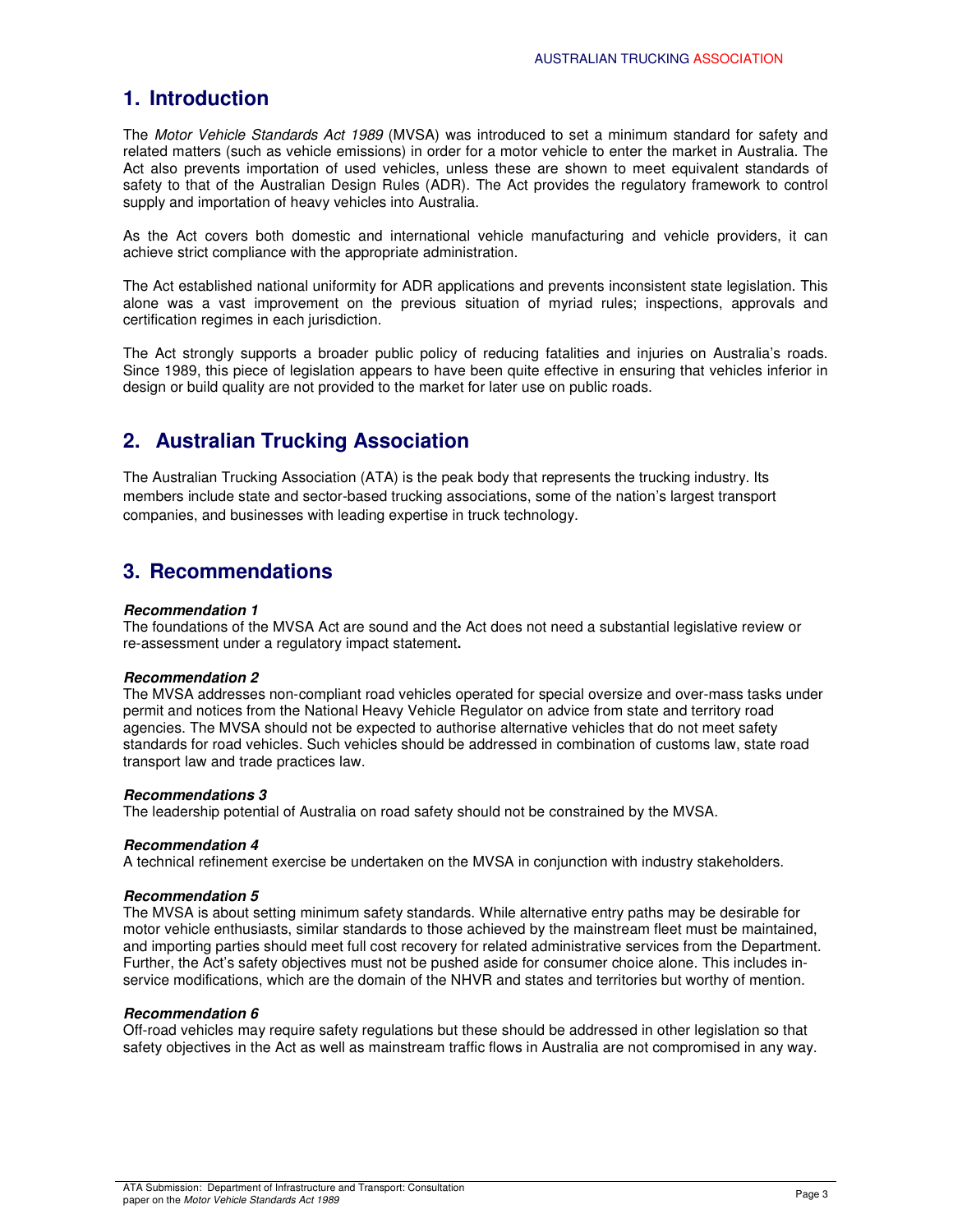## 1. Introduction

The *Motor Vehicle Standards Act 1989* (MVSA) was introduced to set a minimum standard for safety and related matters (such as vehicle emissions) in order for a motor vehicle to enter the market in Australia. The Act also prevents importation of used vehicles, unless these are shown to meet equivalent standards of safety to that of the Australian Design Rules (ADR). The Act provides the regulatory framework to control supply and importation of heavy vehicles into Australia.

As the Act covers both domestic and international vehicle manufacturing and vehicle providers, it can achieve strict compliance with the appropriate administration.

The Act established national uniformity for ADR applications and prevents inconsistent state legislation. This alone was a vast improvement on the previous situation of myriad rules; inspections, approvals and certification regimes in each jurisdiction.

The Act strongly supports a broader public policy of reducing fatalities and injuries on Australia's roads. Since 1989, this piece of legislation appears to have been quite effective in ensuring that vehicles inferior in design or build quality are not provided to the market for later use on public roads.

## 2. Australian Trucking Association

The Australian Trucking Association (ATA) is the peak body that represents the trucking industry. Its members include state and sector-based trucking associations, some of the nation's largest transport companies, and businesses with leading expertise in truck technology.

## 3. Recommendations

***Recommendation 1***
The foundations of the MVSA Act are sound and the Act does not need a substantial legislative review or re-assessment under a regulatory impact statement**.**

***Recommendation 2***
The MVSA addresses non-compliant road vehicles operated for special oversize and over-mass tasks under permit and notices from the National Heavy Vehicle Regulator on advice from state and territory road agencies. The MVSA should not be expected to authorise alternative vehicles that do not meet safety standards for road vehicles. Such vehicles should be addressed in combination of customs law, state road transport law and trade practices law.

***Recommendations 3***
The leadership potential of Australia on road safety should not be constrained by the MVSA.

***Recommendation 4***
A technical refinement exercise be undertaken on the MVSA in conjunction with industry stakeholders.

***Recommendation 5***
The MVSA is about setting minimum safety standards. While alternative entry paths may be desirable for motor vehicle enthusiasts, similar standards to those achieved by the mainstream fleet must be maintained, and importing parties should meet full cost recovery for related administrative services from the Department. Further, the Act's safety objectives must not be pushed aside for consumer choice alone. This includes in-service modifications, which are the domain of the NHVR and states and territories but worthy of mention.

***Recommendation 6***
Off-road vehicles may require safety regulations but these should be addressed in other legislation so that safety objectives in the Act as well as mainstream traffic flows in Australia are not compromised in any way.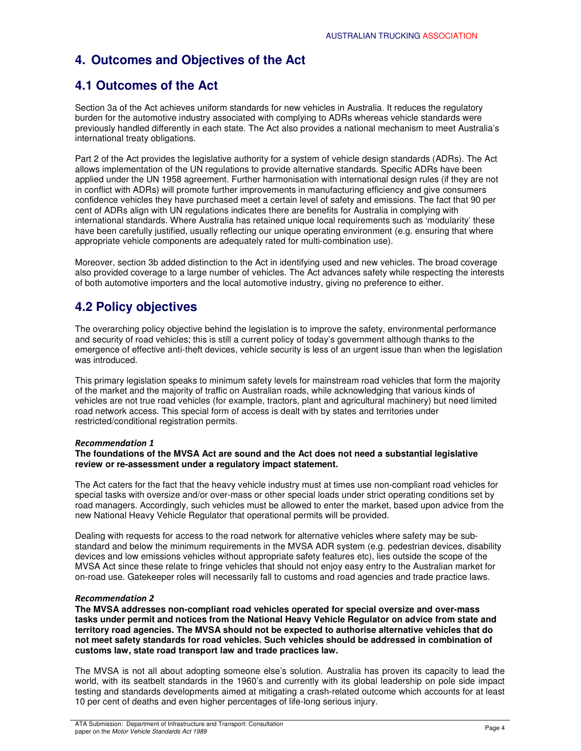# 4. Outcomes and Objectives of the Act

## 4.1 Outcomes of the Act

Section 3a of the Act achieves uniform standards for new vehicles in Australia. It reduces the regulatory burden for the automotive industry associated with complying to ADRs whereas vehicle standards were previously handled differently in each state. The Act also provides a national mechanism to meet Australia's international treaty obligations.

Part 2 of the Act provides the legislative authority for a system of vehicle design standards (ADRs). The Act allows implementation of the UN regulations to provide alternative standards. Specific ADRs have been applied under the UN 1958 agreement. Further harmonisation with international design rules (if they are not in conflict with ADRs) will promote further improvements in manufacturing efficiency and give consumers confidence vehicles they have purchased meet a certain level of safety and emissions. The fact that 90 per cent of ADRs align with UN regulations indicates there are benefits for Australia in complying with international standards. Where Australia has retained unique local requirements such as 'modularity' these have been carefully justified, usually reflecting our unique operating environment (e.g. ensuring that where appropriate vehicle components are adequately rated for multi-combination use).

Moreover, section 3b added distinction to the Act in identifying used and new vehicles. The broad coverage also provided coverage to a large number of vehicles. The Act advances safety while respecting the interests of both automotive importers and the local automotive industry, giving no preference to either.

## 4.2 Policy objectives

The overarching policy objective behind the legislation is to improve the safety, environmental performance and security of road vehicles; this is still a current policy of today's government although thanks to the emergence of effective anti-theft devices, vehicle security is less of an urgent issue than when the legislation was introduced.

This primary legislation speaks to minimum safety levels for mainstream road vehicles that form the majority of the market and the majority of traffic on Australian roads, while acknowledging that various kinds of vehicles are not true road vehicles (for example, tractors, plant and agricultural machinery) but need limited road network access. This special form of access is dealt with by states and territories under restricted/conditional registration permits.

***Recommendation 1***

**The foundations of the MVSA Act are sound and the Act does not need a substantial legislative review or re-assessment under a regulatory impact statement.**

The Act caters for the fact that the heavy vehicle industry must at times use non-compliant road vehicles for special tasks with oversize and/or over-mass or other special loads under strict operating conditions set by road managers. Accordingly, such vehicles must be allowed to enter the market, based upon advice from the new National Heavy Vehicle Regulator that operational permits will be provided.

Dealing with requests for access to the road network for alternative vehicles where safety may be sub-standard and below the minimum requirements in the MVSA ADR system (e.g. pedestrian devices, disability devices and low emissions vehicles without appropriate safety features etc), lies outside the scope of the MVSA Act since these relate to fringe vehicles that should not enjoy easy entry to the Australian market for on-road use. Gatekeeper roles will necessarily fall to customs and road agencies and trade practice laws.

***Recommendation 2***

**The MVSA addresses non-compliant road vehicles operated for special oversize and over-mass tasks under permit and notices from the National Heavy Vehicle Regulator on advice from state and territory road agencies. The MVSA should not be expected to authorise alternative vehicles that do not meet safety standards for road vehicles. Such vehicles should be addressed in combination of customs law, state road transport law and trade practices law.**

The MVSA is not all about adopting someone else's solution. Australia has proven its capacity to lead the world, with its seatbelt standards in the 1960's and currently with its global leadership on pole side impact testing and standards developments aimed at mitigating a crash-related outcome which accounts for at least 10 per cent of deaths and even higher percentages of life-long serious injury.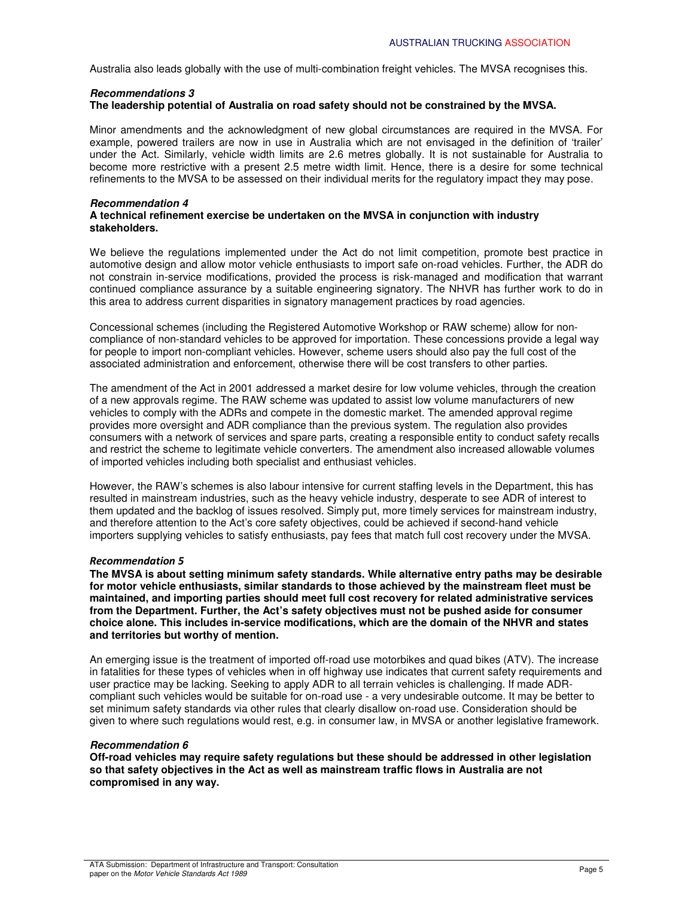Australia also leads globally with the use of multi-combination freight vehicles. The MVSA recognises this.

***Recommendations 3***

**The leadership potential of Australia on road safety should not be constrained by the MVSA.**

Minor amendments and the acknowledgment of new global circumstances are required in the MVSA. For example, powered trailers are now in use in Australia which are not envisaged in the definition of 'trailer' under the Act. Similarly, vehicle width limits are 2.6 metres globally. It is not sustainable for Australia to become more restrictive with a present 2.5 metre width limit. Hence, there is a desire for some technical refinements to the MVSA to be assessed on their individual merits for the regulatory impact they may pose.

***Recommendation 4***

**A technical refinement exercise be undertaken on the MVSA in conjunction with industry stakeholders.**

We believe the regulations implemented under the Act do not limit competition, promote best practice in automotive design and allow motor vehicle enthusiasts to import safe on-road vehicles. Further, the ADR do not constrain in-service modifications, provided the process is risk-managed and modification that warrant continued compliance assurance by a suitable engineering signatory. The NHVR has further work to do in this area to address current disparities in signatory management practices by road agencies.

Concessional schemes (including the Registered Automotive Workshop or RAW scheme) allow for non-compliance of non-standard vehicles to be approved for importation. These concessions provide a legal way for people to import non-compliant vehicles. However, scheme users should also pay the full cost of the associated administration and enforcement, otherwise there will be cost transfers to other parties.

The amendment of the Act in 2001 addressed a market desire for low volume vehicles, through the creation of a new approvals regime. The RAW scheme was updated to assist low volume manufacturers of new vehicles to comply with the ADRs and compete in the domestic market. The amended approval regime provides more oversight and ADR compliance than the previous system. The regulation also provides consumers with a network of services and spare parts, creating a responsible entity to conduct safety recalls and restrict the scheme to legitimate vehicle converters. The amendment also increased allowable volumes of imported vehicles including both specialist and enthusiast vehicles.

However, the RAW's schemes is also labour intensive for current staffing levels in the Department, this has resulted in mainstream industries, such as the heavy vehicle industry, desperate to see ADR of interest to them updated and the backlog of issues resolved. Simply put, more timely services for mainstream industry, and therefore attention to the Act's core safety objectives, could be achieved if second-hand vehicle importers supplying vehicles to satisfy enthusiasts, pay fees that match full cost recovery under the MVSA.

***Recommendation 5***

**The MVSA is about setting minimum safety standards. While alternative entry paths may be desirable for motor vehicle enthusiasts, similar standards to those achieved by the mainstream fleet must be maintained, and importing parties should meet full cost recovery for related administrative services from the Department. Further, the Act's safety objectives must not be pushed aside for consumer choice alone. This includes in-service modifications, which are the domain of the NHVR and states and territories but worthy of mention.**

An emerging issue is the treatment of imported off-road use motorbikes and quad bikes (ATV). The increase in fatalities for these types of vehicles when in off highway use indicates that current safety requirements and user practice may be lacking. Seeking to apply ADR to all terrain vehicles is challenging. If made ADR-compliant such vehicles would be suitable for on-road use - a very undesirable outcome. It may be better to set minimum safety standards via other rules that clearly disallow on-road use. Consideration should be given to where such regulations would rest, e.g. in consumer law, in MVSA or another legislative framework.

***Recommendation 6***

**Off-road vehicles may require safety regulations but these should be addressed in other legislation so that safety objectives in the Act as well as mainstream traffic flows in Australia are not compromised in any way.**